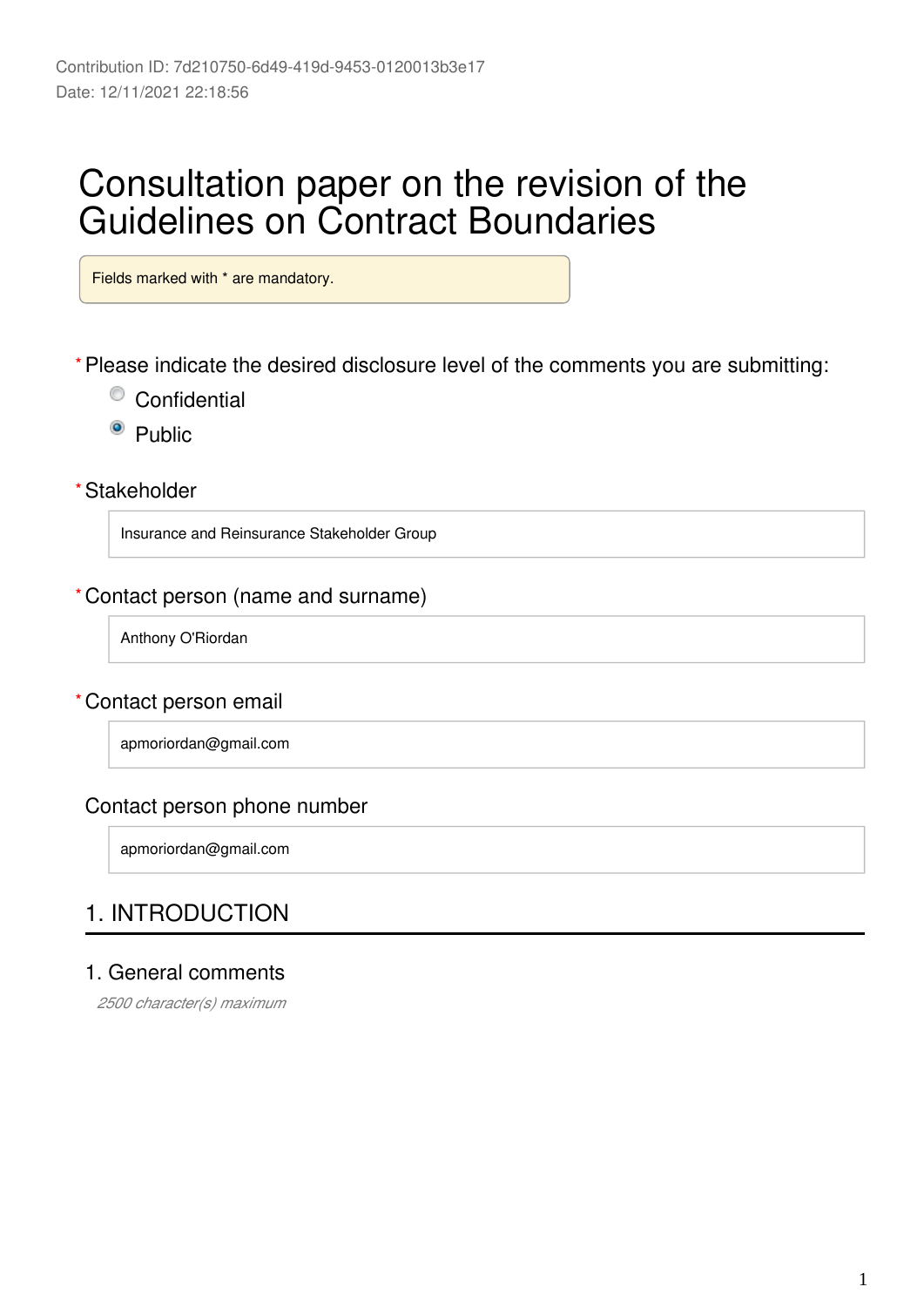Contribution ID: 7d210750-6d49-419d-9453-0120013b3e17
Date: 12/11/2021 22:18:56

# Consultation paper on the revision of the Guidelines on Contract Boundaries

Fields marked with * are mandatory.

*Please indicate the desired disclosure level of the comments you are submitting:

- ○ Confidential
- ● Public

*Stakeholder

Insurance and Reinsurance Stakeholder Group

*Contact person (name and surname)

Anthony O'Riordan

*Contact person email

apmoriordan@gmail.com

Contact person phone number

apmoriordan@gmail.com

## 1. INTRODUCTION

### 1. General comments

*2500 character(s) maximum*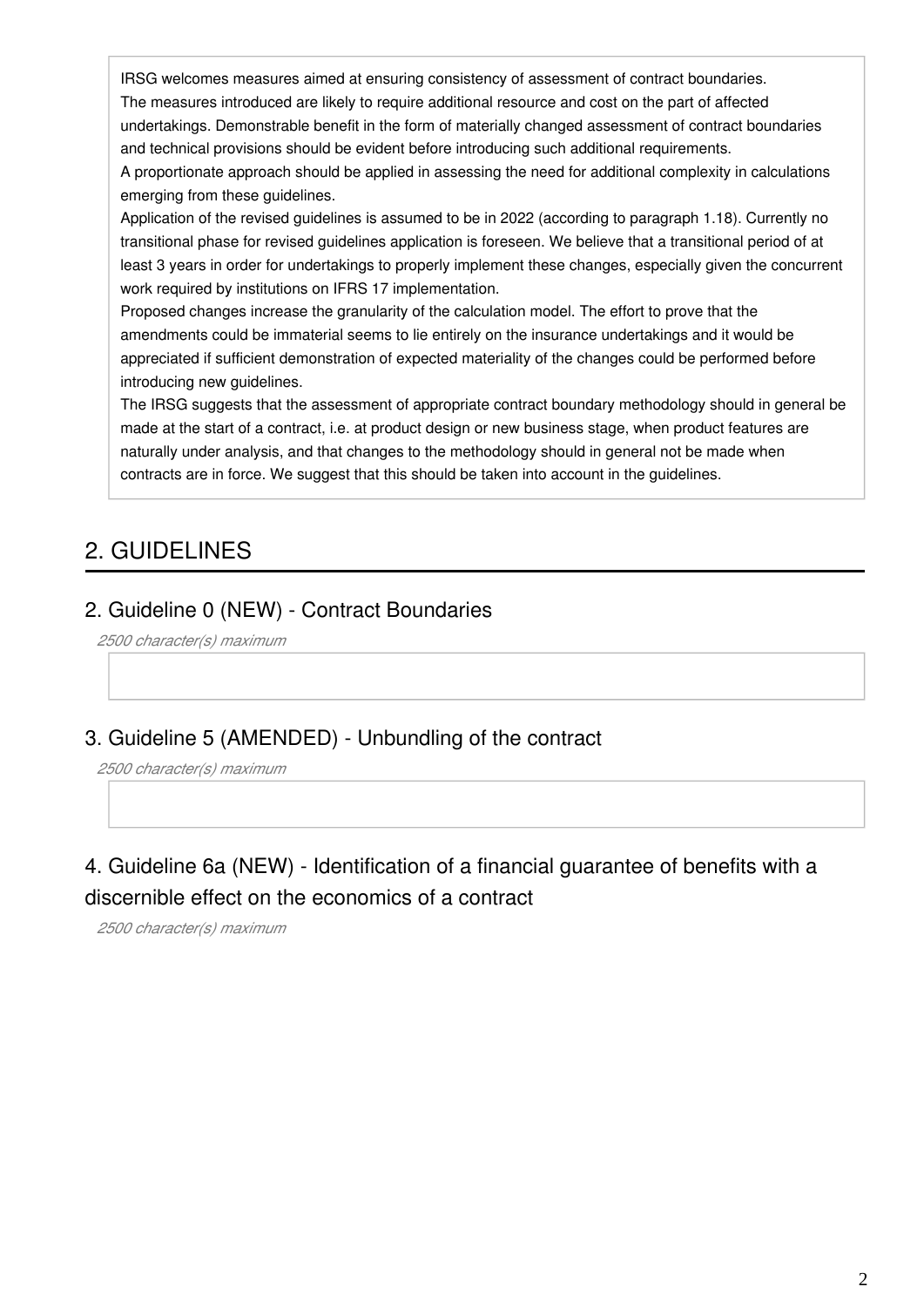IRSG welcomes measures aimed at ensuring consistency of assessment of contract boundaries.
The measures introduced are likely to require additional resource and cost on the part of affected undertakings. Demonstrable benefit in the form of materially changed assessment of contract boundaries and technical provisions should be evident before introducing such additional requirements.
A proportionate approach should be applied in assessing the need for additional complexity in calculations emerging from these guidelines.
Application of the revised guidelines is assumed to be in 2022 (according to paragraph 1.18). Currently no transitional phase for revised guidelines application is foreseen. We believe that a transitional period of at least 3 years in order for undertakings to properly implement these changes, especially given the concurrent work required by institutions on IFRS 17 implementation.
Proposed changes increase the granularity of the calculation model. The effort to prove that the amendments could be immaterial seems to lie entirely on the insurance undertakings and it would be appreciated if sufficient demonstration of expected materiality of the changes could be performed before introducing new guidelines.
The IRSG suggests that the assessment of appropriate contract boundary methodology should in general be made at the start of a contract, i.e. at product design or new business stage, when product features are naturally under analysis, and that changes to the methodology should in general not be made when contracts are in force. We suggest that this should be taken into account in the guidelines.

# 2. GUIDELINES

## 2. Guideline 0 (NEW) - Contract Boundaries

*2500 character(s) maximum*

## 3. Guideline 5 (AMENDED) - Unbundling of the contract

*2500 character(s) maximum*

## 4. Guideline 6a (NEW) - Identification of a financial guarantee of benefits with a discernible effect on the economics of a contract

*2500 character(s) maximum*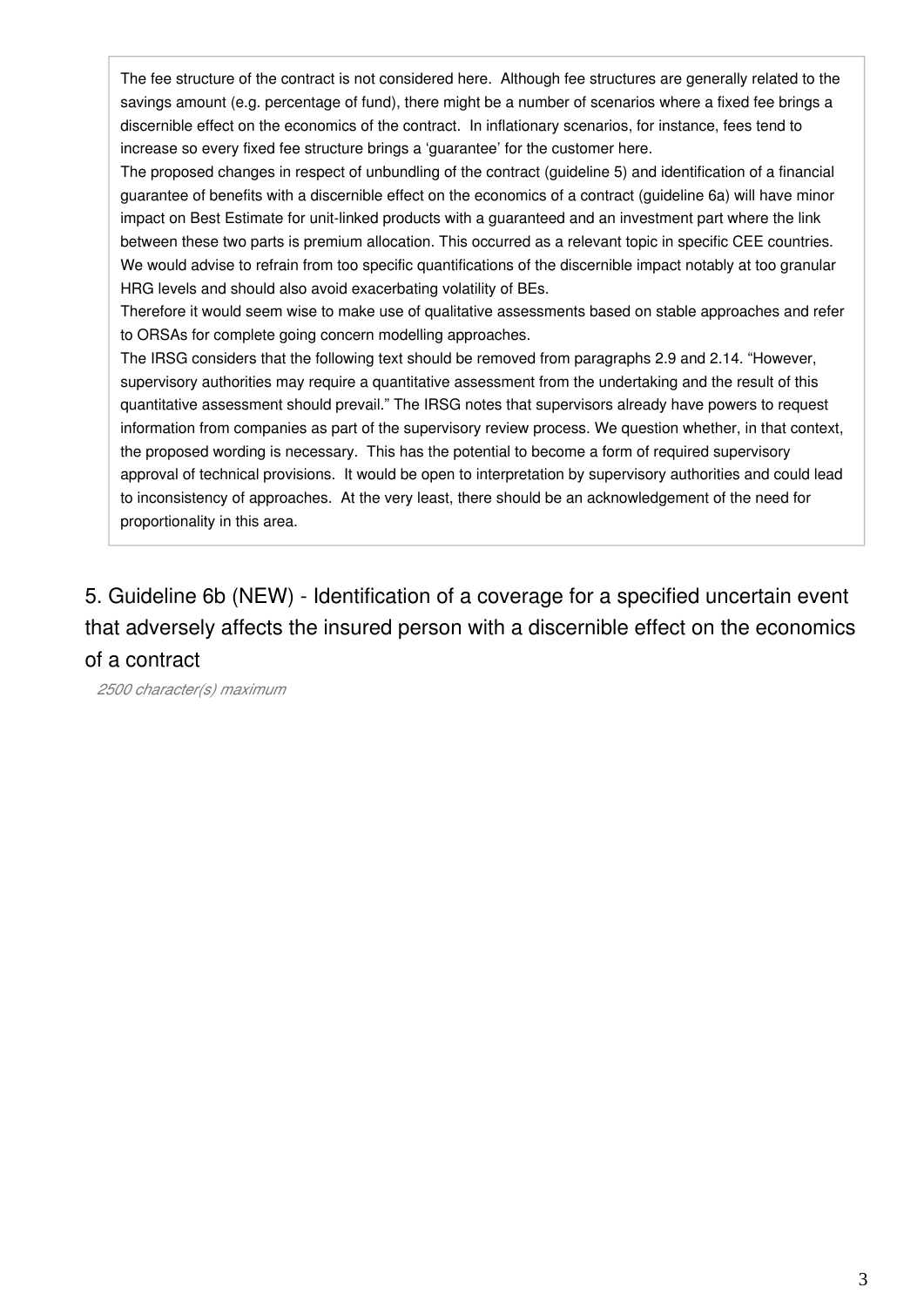The fee structure of the contract is not considered here. Although fee structures are generally related to the savings amount (e.g. percentage of fund), there might be a number of scenarios where a fixed fee brings a discernible effect on the economics of the contract. In inflationary scenarios, for instance, fees tend to increase so every fixed fee structure brings a 'guarantee' for the customer here.
The proposed changes in respect of unbundling of the contract (guideline 5) and identification of a financial guarantee of benefits with a discernible effect on the economics of a contract (guideline 6a) will have minor impact on Best Estimate for unit-linked products with a guaranteed and an investment part where the link between these two parts is premium allocation. This occurred as a relevant topic in specific CEE countries. We would advise to refrain from too specific quantifications of the discernible impact notably at too granular HRG levels and should also avoid exacerbating volatility of BEs.
Therefore it would seem wise to make use of qualitative assessments based on stable approaches and refer to ORSAs for complete going concern modelling approaches.
The IRSG considers that the following text should be removed from paragraphs 2.9 and 2.14. "However, supervisory authorities may require a quantitative assessment from the undertaking and the result of this quantitative assessment should prevail." The IRSG notes that supervisors already have powers to request information from companies as part of the supervisory review process. We question whether, in that context, the proposed wording is necessary. This has the potential to become a form of required supervisory approval of technical provisions. It would be open to interpretation by supervisory authorities and could lead to inconsistency of approaches. At the very least, there should be an acknowledgement of the need for proportionality in this area.

## 5. Guideline 6b (NEW) - Identification of a coverage for a specified uncertain event that adversely affects the insured person with a discernible effect on the economics of a contract

*2500 character(s) maximum*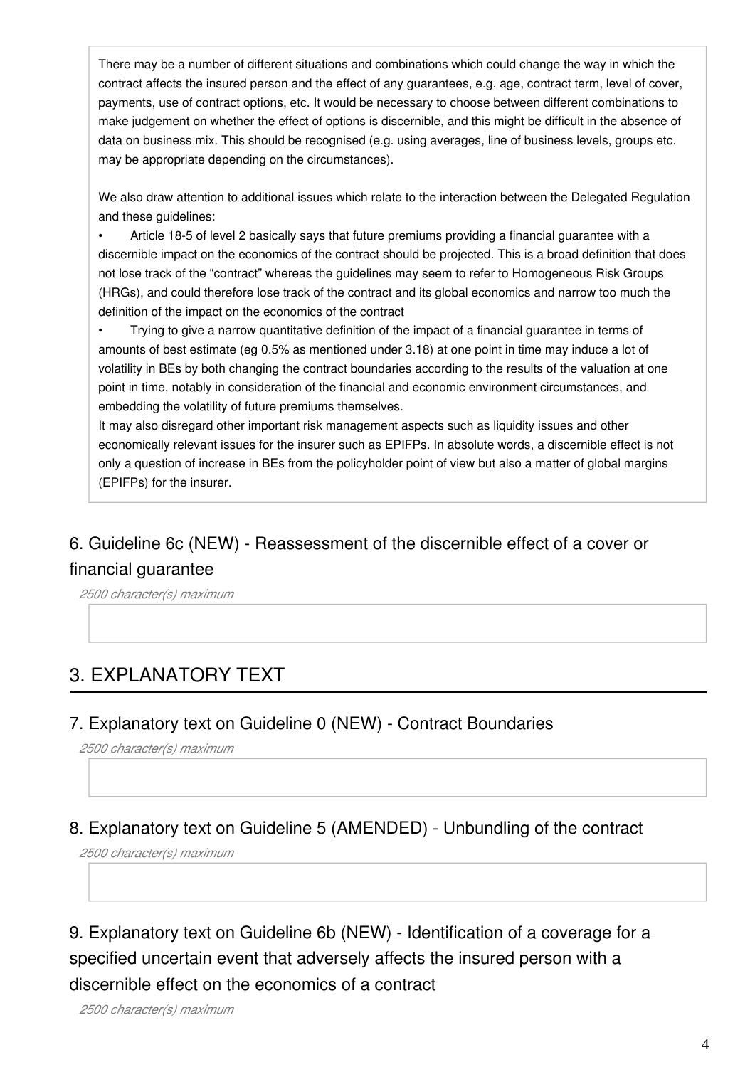There may be a number of different situations and combinations which could change the way in which the contract affects the insured person and the effect of any guarantees, e.g. age, contract term, level of cover, payments, use of contract options, etc. It would be necessary to choose between different combinations to make judgement on whether the effect of options is discernible, and this might be difficult in the absence of data on business mix. This should be recognised (e.g. using averages, line of business levels, groups etc. may be appropriate depending on the circumstances).

We also draw attention to additional issues which relate to the interaction between the Delegated Regulation and these guidelines:

- Article 18-5 of level 2 basically says that future premiums providing a financial guarantee with a discernible impact on the economics of the contract should be projected. This is a broad definition that does not lose track of the "contract" whereas the guidelines may seem to refer to Homogeneous Risk Groups (HRGs), and could therefore lose track of the contract and its global economics and narrow too much the definition of the impact on the economics of the contract
- Trying to give a narrow quantitative definition of the impact of a financial guarantee in terms of amounts of best estimate (eg 0.5% as mentioned under 3.18) at one point in time may induce a lot of volatility in BEs by both changing the contract boundaries according to the results of the valuation at one point in time, notably in consideration of the financial and economic environment circumstances, and embedding the volatility of future premiums themselves.

It may also disregard other important risk management aspects such as liquidity issues and other economically relevant issues for the insurer such as EPIFPs. In absolute words, a discernible effect is not only a question of increase in BEs from the policyholder point of view but also a matter of global margins (EPIFPs) for the insurer.

### 6. Guideline 6c (NEW) - Reassessment of the discernible effect of a cover or financial guarantee

*2500 character(s) maximum*

## 3. EXPLANATORY TEXT

### 7. Explanatory text on Guideline 0 (NEW) - Contract Boundaries

*2500 character(s) maximum*

### 8. Explanatory text on Guideline 5 (AMENDED) - Unbundling of the contract

*2500 character(s) maximum*

### 9. Explanatory text on Guideline 6b (NEW) - Identification of a coverage for a specified uncertain event that adversely affects the insured person with a discernible effect on the economics of a contract

*2500 character(s) maximum*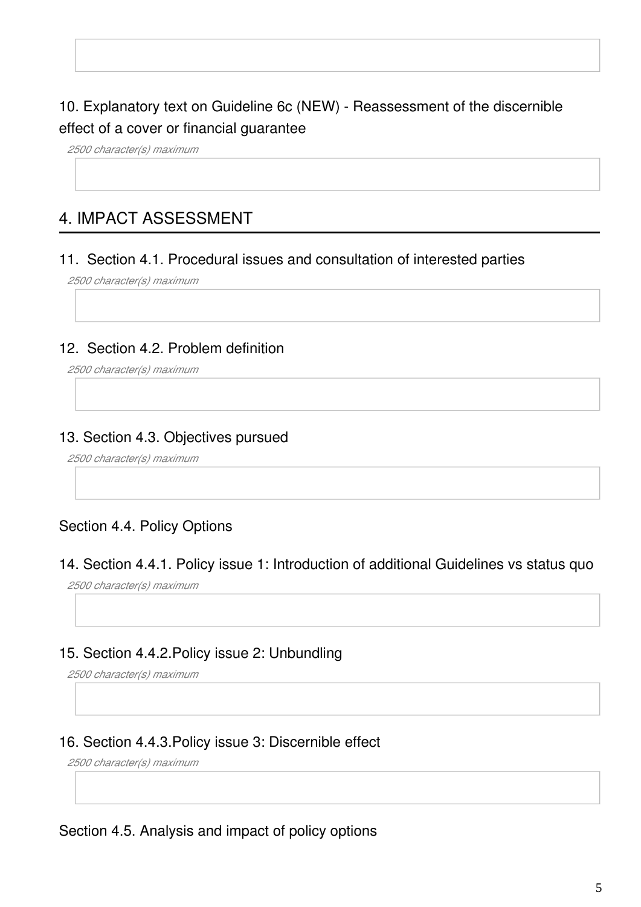10. Explanatory text on Guideline 6c (NEW) - Reassessment of the discernible effect of a cover or financial guarantee

*2500 character(s) maximum*

## 4. IMPACT ASSESSMENT

11. Section 4.1. Procedural issues and consultation of interested parties

*2500 character(s) maximum*

12. Section 4.2. Problem definition

*2500 character(s) maximum*

13. Section 4.3. Objectives pursued

*2500 character(s) maximum*

Section 4.4. Policy Options

14. Section 4.4.1. Policy issue 1: Introduction of additional Guidelines vs status quo

*2500 character(s) maximum*

15. Section 4.4.2.Policy issue 2: Unbundling

*2500 character(s) maximum*

16. Section 4.4.3.Policy issue 3: Discernible effect

*2500 character(s) maximum*

Section 4.5. Analysis and impact of policy options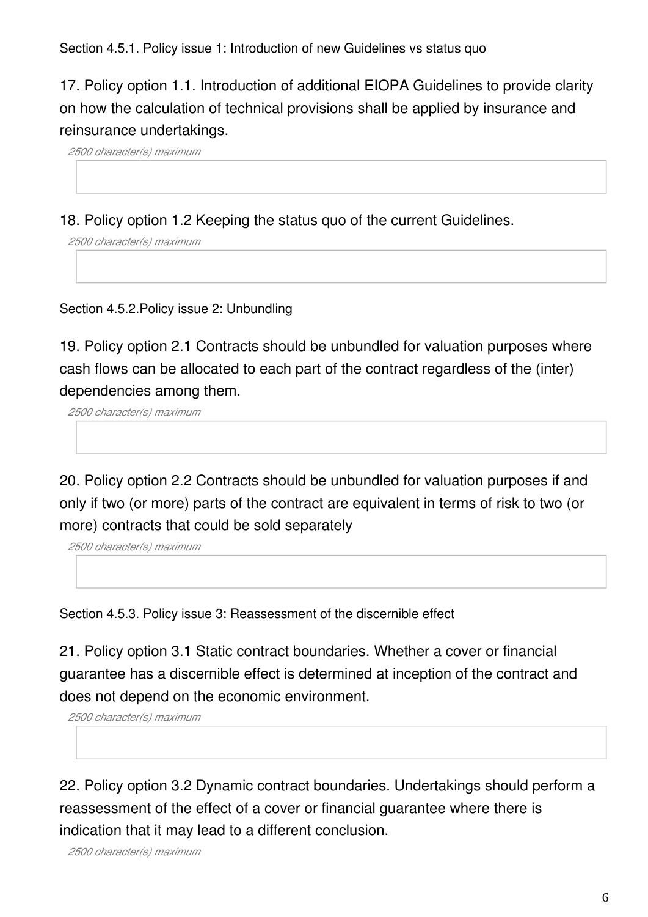Section 4.5.1. Policy issue 1: Introduction of new Guidelines vs status quo

17. Policy option 1.1. Introduction of additional EIOPA Guidelines to provide clarity on how the calculation of technical provisions shall be applied by insurance and reinsurance undertakings.

*2500 character(s) maximum*

18. Policy option 1.2 Keeping the status quo of the current Guidelines.

*2500 character(s) maximum*

Section 4.5.2.Policy issue 2: Unbundling

19. Policy option 2.1 Contracts should be unbundled for valuation purposes where cash flows can be allocated to each part of the contract regardless of the (inter) dependencies among them.

*2500 character(s) maximum*

20. Policy option 2.2 Contracts should be unbundled for valuation purposes if and only if two (or more) parts of the contract are equivalent in terms of risk to two (or more) contracts that could be sold separately

*2500 character(s) maximum*

Section 4.5.3. Policy issue 3: Reassessment of the discernible effect

21. Policy option 3.1 Static contract boundaries. Whether a cover or financial guarantee has a discernible effect is determined at inception of the contract and does not depend on the economic environment.

*2500 character(s) maximum*

22. Policy option 3.2 Dynamic contract boundaries. Undertakings should perform a reassessment of the effect of a cover or financial guarantee where there is indication that it may lead to a different conclusion.

*2500 character(s) maximum*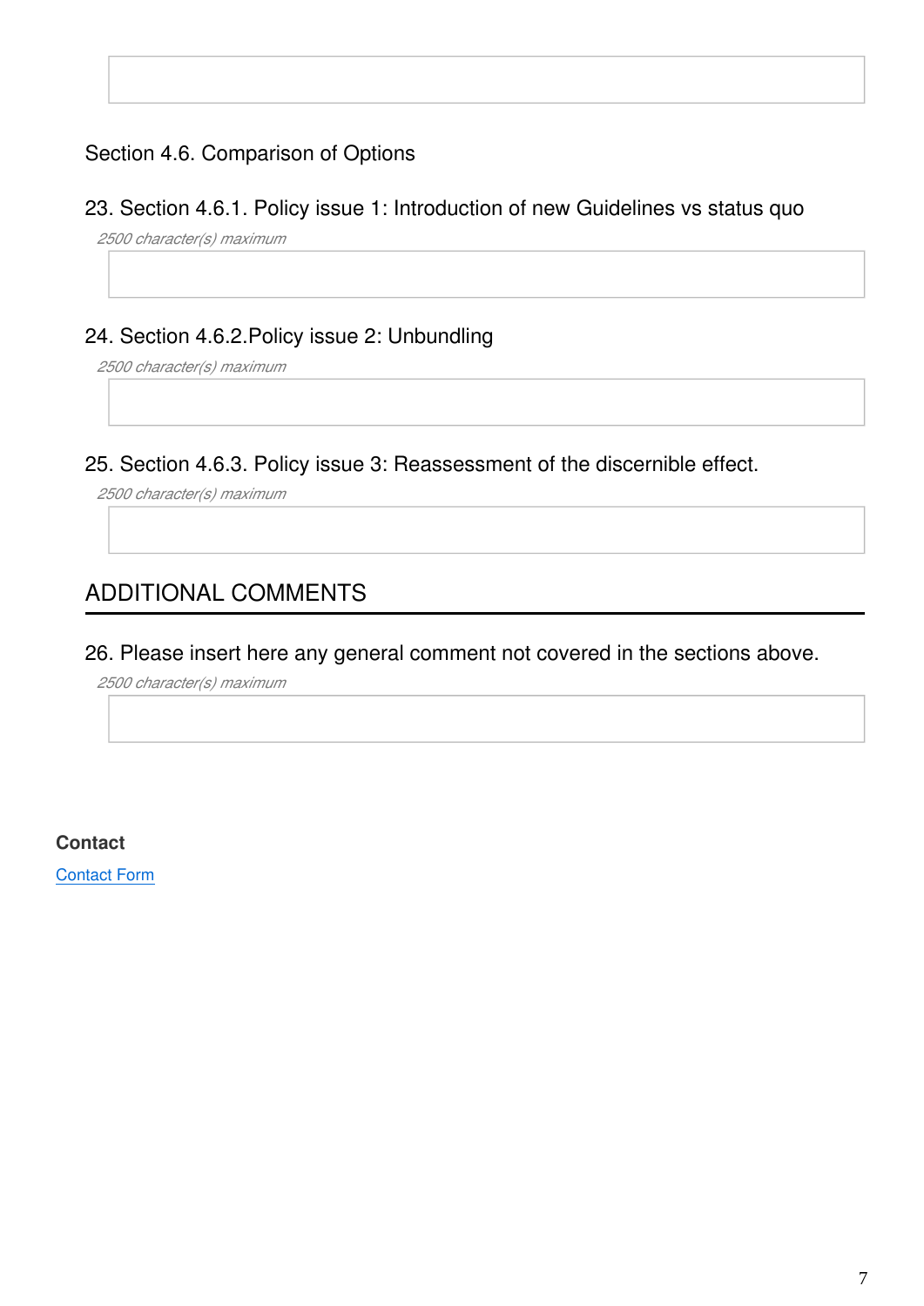Section 4.6. Comparison of Options

23. Section 4.6.1. Policy issue 1: Introduction of new Guidelines vs status quo

*2500 character(s) maximum*

24. Section 4.6.2.Policy issue 2: Unbundling

*2500 character(s) maximum*

25. Section 4.6.3. Policy issue 3: Reassessment of the discernible effect.

*2500 character(s) maximum*

## ADDITIONAL COMMENTS

26. Please insert here any general comment not covered in the sections above.

*2500 character(s) maximum*

**Contact**

Contact Form